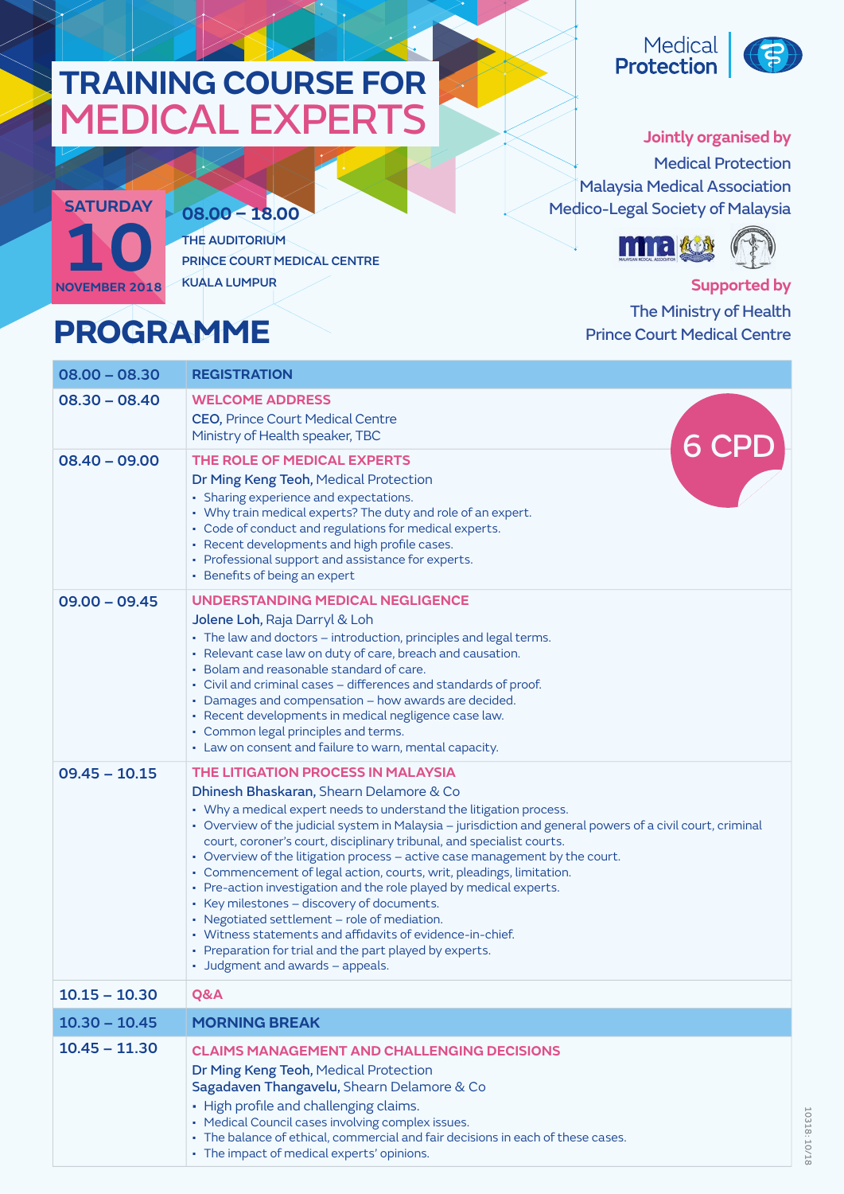# TRAINING COURSE FOR MEDICAL EXPERTS

Medical Protection

**Jointly organised by**
Medical Protection
Malaysia Medical Association
Medico-Legal Society of Malaysia

**Supported by**
The Ministry of Health
Prince Court Medical Centre

**SATURDAY 10 NOVEMBER 2018**

**08.00 – 18.00**
THE AUDITORIUM
PRINCE COURT MEDICAL CENTRE
KUALA LUMPUR

## PROGRAMME

6 CPD

| Time | Session |
|---|---|
| **08.00 – 08.30** | **REGISTRATION** |
| **08.30 – 08.40** | **WELCOME ADDRESS**<br>**CEO,** Prince Court Medical Centre<br>Ministry of Health speaker, TBC |
| **08.40 – 09.00** | **THE ROLE OF MEDICAL EXPERTS**<br>**Dr Ming Keng Teoh,** Medical Protection<br>• Sharing experience and expectations.<br>• Why train medical experts? The duty and role of an expert.<br>• Code of conduct and regulations for medical experts.<br>• Recent developments and high profile cases.<br>• Professional support and assistance for experts.<br>• Benefits of being an expert |
| **09.00 – 09.45** | **UNDERSTANDING MEDICAL NEGLIGENCE**<br>**Jolene Loh,** Raja Darryl & Loh<br>• The law and doctors – introduction, principles and legal terms.<br>• Relevant case law on duty of care, breach and causation.<br>• Bolam and reasonable standard of care.<br>• Civil and criminal cases – differences and standards of proof.<br>• Damages and compensation – how awards are decided.<br>• Recent developments in medical negligence case law.<br>• Common legal principles and terms.<br>• Law on consent and failure to warn, mental capacity. |
| **09.45 – 10.15** | **THE LITIGATION PROCESS IN MALAYSIA**<br>**Dhinesh Bhaskaran,** Shearn Delamore & Co<br>• Why a medical expert needs to understand the litigation process.<br>• Overview of the judicial system in Malaysia – jurisdiction and general powers of a civil court, criminal court, coroner's court, disciplinary tribunal, and specialist courts.<br>• Overview of the litigation process – active case management by the court.<br>• Commencement of legal action, courts, writ, pleadings, limitation.<br>• Pre-action investigation and the role played by medical experts.<br>• Key milestones – discovery of documents.<br>• Negotiated settlement – role of mediation.<br>• Witness statements and affidavits of evidence-in-chief.<br>• Preparation for trial and the part played by experts.<br>• Judgment and awards – appeals. |
| **10.15 – 10.30** | **Q&A** |
| **10.30 – 10.45** | **MORNING BREAK** |
| **10.45 – 11.30** | **CLAIMS MANAGEMENT AND CHALLENGING DECISIONS**<br>**Dr Ming Keng Teoh,** Medical Protection<br>**Sagadaven Thangavelu,** Shearn Delamore & Co<br>• High profile and challenging claims.<br>• Medical Council cases involving complex issues.<br>• The balance of ethical, commercial and fair decisions in each of these cases.<br>• The impact of medical experts' opinions. |

10318: 10/18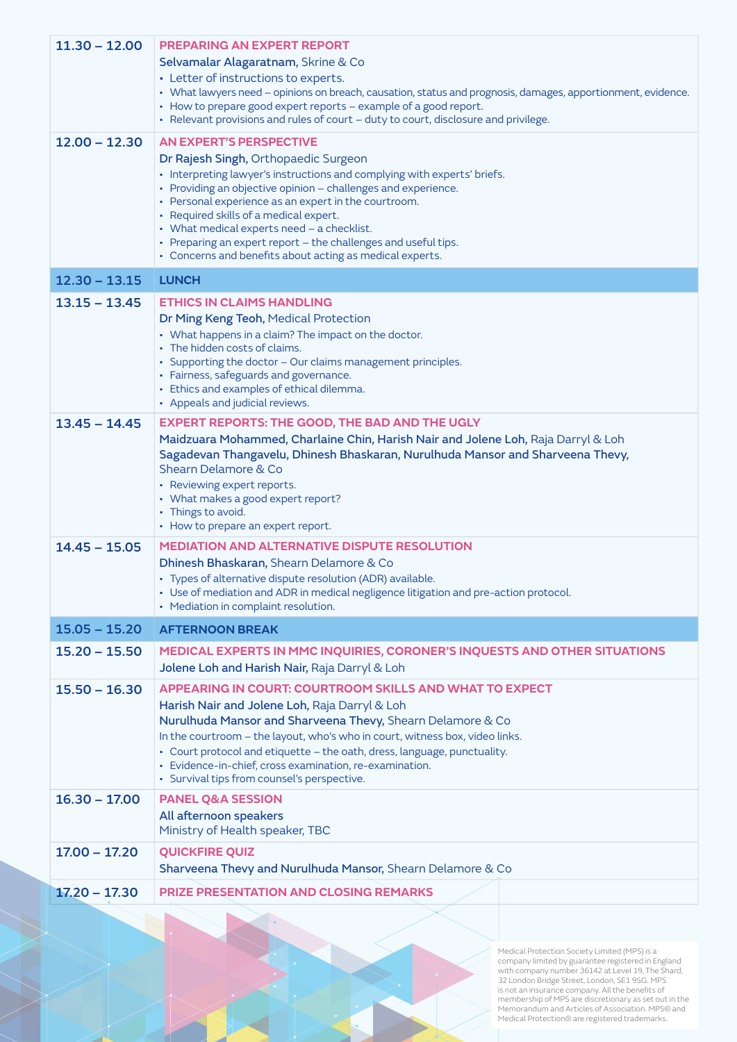| | |
|---|---|
| 11.30 – 12.00 | **PREPARING AN EXPERT REPORT**<br>**Selvamalar Alagaratnam,** Skrine & Co<br>• Letter of instructions to experts.<br>• What lawyers need – opinions on breach, causation, status and prognosis, damages, apportionment, evidence.<br>• How to prepare good expert reports – example of a good report.<br>• Relevant provisions and rules of court – duty to court, disclosure and privilege. |
| 12.00 – 12.30 | **AN EXPERT'S PERSPECTIVE**<br>**Dr Rajesh Singh,** Orthopaedic Surgeon<br>• Interpreting lawyer's instructions and complying with experts' briefs.<br>• Providing an objective opinion – challenges and experience.<br>• Personal experience as an expert in the courtroom.<br>• Required skills of a medical expert.<br>• What medical experts need – a checklist.<br>• Preparing an expert report – the challenges and useful tips.<br>• Concerns and benefits about acting as medical experts. |
| 12.30 – 13.15 | **LUNCH** |
| 13.15 – 13.45 | **ETHICS IN CLAIMS HANDLING**<br>**Dr Ming Keng Teoh,** Medical Protection<br>• What happens in a claim? The impact on the doctor.<br>• The hidden costs of claims.<br>• Supporting the doctor – Our claims management principles.<br>• Fairness, safeguards and governance.<br>• Ethics and examples of ethical dilemma.<br>• Appeals and judicial reviews. |
| 13.45 – 14.45 | **EXPERT REPORTS: THE GOOD, THE BAD AND THE UGLY**<br>**Maidzuara Mohammed, Charlaine Chin, Harish Nair and Jolene Loh,** Raja Darryl & Loh<br>**Sagadevan Thangavelu, Dhinesh Bhaskaran, Nurulhuda Mansor and Sharveena Thevy,** Shearn Delamore & Co<br>• Reviewing expert reports.<br>• What makes a good expert report?<br>• Things to avoid.<br>• How to prepare an expert report. |
| 14.45 – 15.05 | **MEDIATION AND ALTERNATIVE DISPUTE RESOLUTION**<br>**Dhinesh Bhaskaran,** Shearn Delamore & Co<br>• Types of alternative dispute resolution (ADR) available.<br>• Use of mediation and ADR in medical negligence litigation and pre-action protocol.<br>• Mediation in complaint resolution. |
| 15.05 – 15.20 | **AFTERNOON BREAK** |
| 15.20 – 15.50 | **MEDICAL EXPERTS IN MMC INQUIRIES, CORONER'S INQUESTS AND OTHER SITUATIONS**<br>**Jolene Loh and Harish Nair,** Raja Darryl & Loh |
| 15.50 – 16.30 | **APPEARING IN COURT: COURTROOM SKILLS AND WHAT TO EXPECT**<br>**Harish Nair and Jolene Loh,** Raja Darryl & Loh<br>**Nurulhuda Mansor and Sharveena Thevy,** Shearn Delamore & Co<br>In the courtroom – the layout, who's who in court, witness box, video links.<br>• Court protocol and etiquette – the oath, dress, language, punctuality.<br>• Evidence-in-chief, cross examination, re-examination.<br>• Survival tips from counsel's perspective. |
| 16.30 – 17.00 | **PANEL Q&A SESSION**<br>**All afternoon speakers**<br>Ministry of Health speaker, TBC |
| 17.00 – 17.20 | **QUICKFIRE QUIZ**<br>**Sharveena Thevy and Nurulhuda Mansor,** Shearn Delamore & Co |
| 17.20 – 17.30 | **PRIZE PRESENTATION AND CLOSING REMARKS** |

Medical Protection Society Limited (MPS) is a company limited by guarantee registered in England with company number 36142 at Level 19, The Shard, 32 London Bridge Street, London, SE1 9SG. MPS is not an insurance company. All the benefits of membership of MPS are discretionary as set out in the Memorandum and Articles of Association. MPS® and Medical Protection® are registered trademarks.